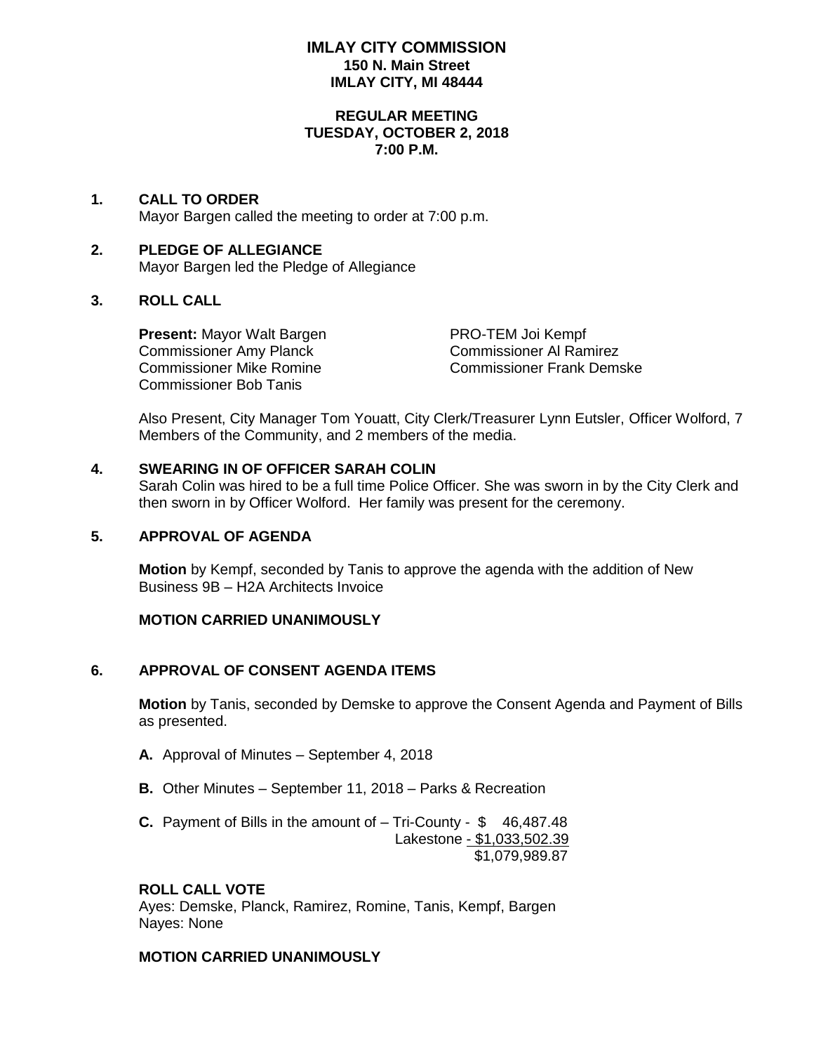# IMLAY CITY COMMISSION
**150 N. Main Street**
**IMLAY CITY, MI 48444**

**REGULAR MEETING**
**TUESDAY, OCTOBER 2, 2018**
**7:00 P.M.**

## 1. CALL TO ORDER

Mayor Bargen called the meeting to order at 7:00 p.m.

## 2. PLEDGE OF ALLEGIANCE

Mayor Bargen led the Pledge of Allegiance

## 3. ROLL CALL

**Present:** Mayor Walt Bargen
PRO-TEM Joi Kempf
Commissioner Amy Planck
Commissioner Al Ramirez
Commissioner Mike Romine
Commissioner Frank Demske
Commissioner Bob Tanis

Also Present, City Manager Tom Youatt, City Clerk/Treasurer Lynn Eutsler, Officer Wolford, 7 Members of the Community, and 2 members of the media.

## 4. SWEARING IN OF OFFICER SARAH COLIN

Sarah Colin was hired to be a full time Police Officer. She was sworn in by the City Clerk and then sworn in by Officer Wolford. Her family was present for the ceremony.

## 5. APPROVAL OF AGENDA

**Motion** by Kempf, seconded by Tanis to approve the agenda with the addition of New Business 9B – H2A Architects Invoice

**MOTION CARRIED UNANIMOUSLY**

## 6. APPROVAL OF CONSENT AGENDA ITEMS

**Motion** by Tanis, seconded by Demske to approve the Consent Agenda and Payment of Bills as presented.

**A.** Approval of Minutes – September 4, 2018

**B.** Other Minutes – September 11, 2018 – Parks & Recreation

**C.** Payment of Bills in the amount of – Tri-County - $ 46,487.48
Lakestone - $1,033,502.39
$1,079,989.87

**ROLL CALL VOTE**
Ayes: Demske, Planck, Ramirez, Romine, Tanis, Kempf, Bargen
Nayes: None

**MOTION CARRIED UNANIMOUSLY**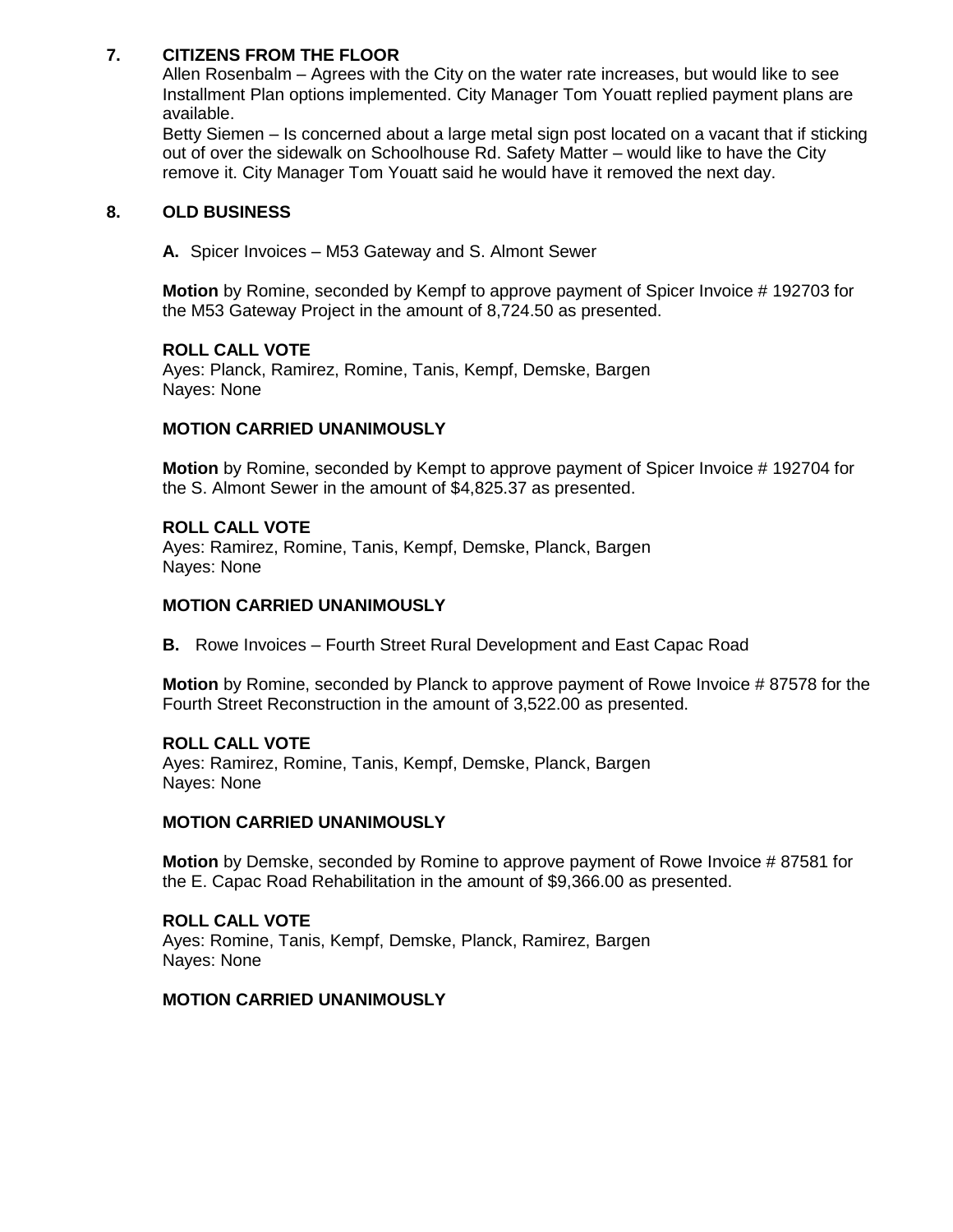## 7. CITIZENS FROM THE FLOOR

Allen Rosenbalm – Agrees with the City on the water rate increases, but would like to see Installment Plan options implemented. City Manager Tom Youatt replied payment plans are available.

Betty Siemen – Is concerned about a large metal sign post located on a vacant that if sticking out of over the sidewalk on Schoolhouse Rd. Safety Matter – would like to have the City remove it. City Manager Tom Youatt said he would have it removed the next day.

## 8. OLD BUSINESS

**A.** Spicer Invoices – M53 Gateway and S. Almont Sewer

**Motion** by Romine, seconded by Kempf to approve payment of Spicer Invoice # 192703 for the M53 Gateway Project in the amount of 8,724.50 as presented.

**ROLL CALL VOTE**
Ayes: Planck, Ramirez, Romine, Tanis, Kempf, Demske, Bargen
Nayes: None

**MOTION CARRIED UNANIMOUSLY**

**Motion** by Romine, seconded by Kempt to approve payment of Spicer Invoice # 192704 for the S. Almont Sewer in the amount of $4,825.37 as presented.

**ROLL CALL VOTE**
Ayes: Ramirez, Romine, Tanis, Kempf, Demske, Planck, Bargen
Nayes: None

**MOTION CARRIED UNANIMOUSLY**

**B.** Rowe Invoices – Fourth Street Rural Development and East Capac Road

**Motion** by Romine, seconded by Planck to approve payment of Rowe Invoice # 87578 for the Fourth Street Reconstruction in the amount of 3,522.00 as presented.

**ROLL CALL VOTE**
Ayes: Ramirez, Romine, Tanis, Kempf, Demske, Planck, Bargen
Nayes: None

**MOTION CARRIED UNANIMOUSLY**

**Motion** by Demske, seconded by Romine to approve payment of Rowe Invoice # 87581 for the E. Capac Road Rehabilitation in the amount of $9,366.00 as presented.

**ROLL CALL VOTE**
Ayes: Romine, Tanis, Kempf, Demske, Planck, Ramirez, Bargen
Nayes: None

**MOTION CARRIED UNANIMOUSLY**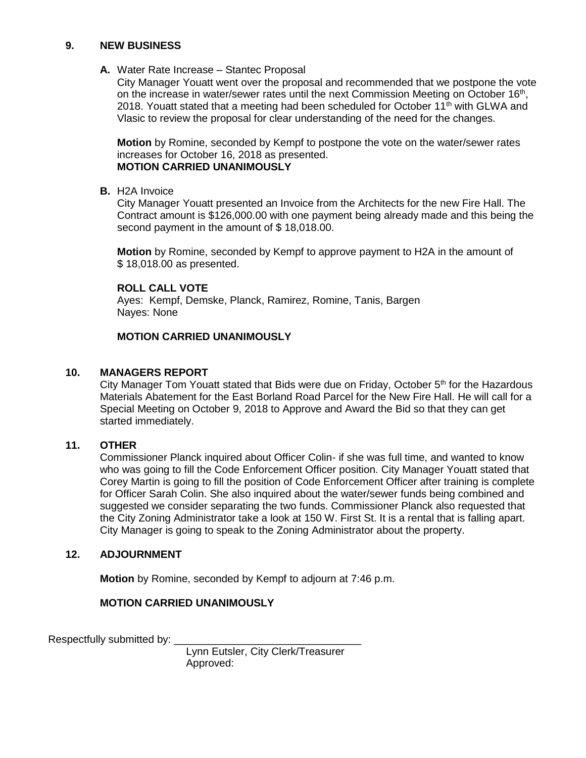## 9. NEW BUSINESS

**A.** Water Rate Increase – Stantec Proposal

City Manager Youatt went over the proposal and recommended that we postpone the vote on the increase in water/sewer rates until the next Commission Meeting on October 16th, 2018. Youatt stated that a meeting had been scheduled for October 11th with GLWA and Vlasic to review the proposal for clear understanding of the need for the changes.

**Motion** by Romine, seconded by Kempf to postpone the vote on the water/sewer rates increases for October 16, 2018 as presented.
**MOTION CARRIED UNANIMOUSLY**

**B.** H2A Invoice

City Manager Youatt presented an Invoice from the Architects for the new Fire Hall. The Contract amount is $126,000.00 with one payment being already made and this being the second payment in the amount of $ 18,018.00.

**Motion** by Romine, seconded by Kempf to approve payment to H2A in the amount of $ 18,018.00 as presented.

**ROLL CALL VOTE**
Ayes: Kempf, Demske, Planck, Ramirez, Romine, Tanis, Bargen
Nayes: None

**MOTION CARRIED UNANIMOUSLY**

## 10. MANAGERS REPORT

City Manager Tom Youatt stated that Bids were due on Friday, October 5th for the Hazardous Materials Abatement for the East Borland Road Parcel for the New Fire Hall. He will call for a Special Meeting on October 9, 2018 to Approve and Award the Bid so that they can get started immediately.

## 11. OTHER

Commissioner Planck inquired about Officer Colin- if she was full time, and wanted to know who was going to fill the Code Enforcement Officer position. City Manager Youatt stated that Corey Martin is going to fill the position of Code Enforcement Officer after training is complete for Officer Sarah Colin. She also inquired about the water/sewer funds being combined and suggested we consider separating the two funds. Commissioner Planck also requested that the City Zoning Administrator take a look at 150 W. First St. It is a rental that is falling apart. City Manager is going to speak to the Zoning Administrator about the property.

## 12. ADJOURNMENT

**Motion** by Romine, seconded by Kempf to adjourn at 7:46 p.m.

**MOTION CARRIED UNANIMOUSLY**

Respectfully submitted by: ________________________________
Lynn Eutsler, City Clerk/Treasurer
Approved: